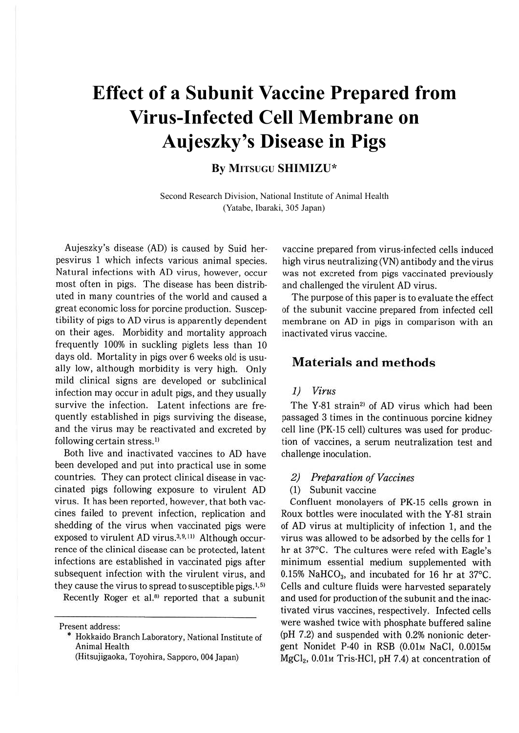# Effect of a Subunit Vaccine Prepared from Virus-Infected Cell Membrane on Aujeszky's Disease in Pigs

**By MITSUGU SHIMIZU***

Second Research Division, National Institute of Animal Health
(Yatabe, Ibaraki, 305 Japan)

Aujeszky's disease (AD) is caused by Suid herpesvirus 1 which infects various animal species. Natural infections with AD virus, however, occur most often in pigs. The disease has been distributed in many countries of the world and caused a great economic loss for porcine production. Susceptibility of pigs to AD virus is apparently dependent on their ages. Morbidity and mortality approach frequently 100% in suckling piglets less than 10 days old. Mortality in pigs over 6 weeks old is usually low, although morbidity is very high. Only mild clinical signs are developed or subclinical infection may occur in adult pigs, and they usually survive the infection. Latent infections are frequently established in pigs surviving the disease, and the virus may be reactivated and excreted by following certain stress.[1]

Both live and inactivated vaccines to AD have been developed and put into practical use in some countries. They can protect clinical disease in vaccinated pigs following exposure to virulent AD virus. It has been reported, however, that both vaccines failed to prevent infection, replication and shedding of the virus when vaccinated pigs were exposed to virulent AD virus.[3,9,11] Although occurrence of the clinical disease can be protected, latent infections are established in vaccinated pigs after subsequent infection with the virulent virus, and they cause the virus to spread to susceptible pigs.[1,5]

Recently Roger et al.[8] reported that a subunit vaccine prepared from virus-infected cells induced high virus neutralizing (VN) antibody and the virus was not excreted from pigs vaccinated previously and challenged the virulent AD virus.

The purpose of this paper is to evaluate the effect of the subunit vaccine prepared from infected cell membrane on AD in pigs in comparison with an inactivated virus vaccine.

## Materials and methods

### 1) *Virus*

The Y-81 strain[2] of AD virus which had been passaged 3 times in the continuous porcine kidney cell line (PK-15 cell) cultures was used for production of vaccines, a serum neutralization test and challenge inoculation.

### 2) *Preparation of Vaccines*

(1) Subunit vaccine

Confluent monolayers of PK-15 cells grown in Roux bottles were inoculated with the Y-81 strain of AD virus at multiplicity of infection 1, and the virus was allowed to be adsorbed by the cells for 1 hr at 37°C. The cultures were refed with Eagle's minimum essential medium supplemented with 0.15% $NaHCO_3$, and incubated for 16 hr at 37°C. Cells and culture fluids were harvested separately and used for production of the subunit and the inactivated virus vaccines, respectively. Infected cells were washed twice with phosphate buffered saline (pH 7.2) and suspended with 0.2% nonionic detergent Nonidet P-40 in RSB (0.01M NaCl, 0.0015M $MgCl_2$, 0.01M Tris-HCl, pH 7.4) at concentration of

---

Present address:
\* Hokkaido Branch Laboratory, National Institute of Animal Health
(Hitsujigaoka, Toyohira, Sapporo, 004 Japan)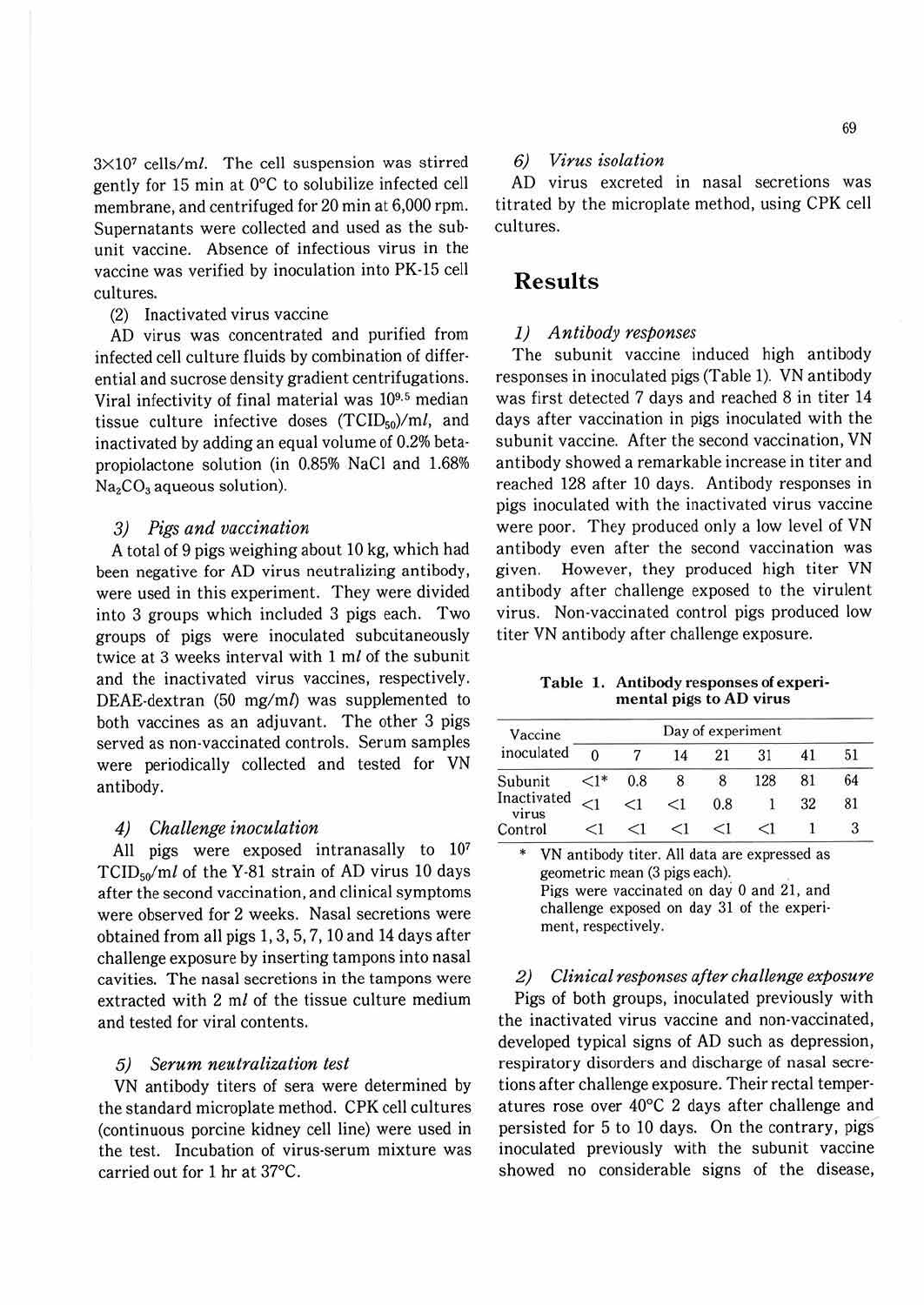$3 \times 10^7$ cells/m$l$. The cell suspension was stirred gently for 15 min at 0°C to solubilize infected cell membrane, and centrifuged for 20 min at 6,000 rpm. Supernatants were collected and used as the subunit vaccine. Absence of infectious virus in the vaccine was verified by inoculation into PK-15 cell cultures.

(2) Inactivated virus vaccine

AD virus was concentrated and purified from infected cell culture fluids by combination of differential and sucrose density gradient centrifugations. Viral infectivity of final material was $10^{9.5}$ median tissue culture infective doses ($TCID_{50}$)/m$l$, and inactivated by adding an equal volume of 0.2% beta-propiolactone solution (in 0.85% NaCl and 1.68% $Na_2CO_3$ aqueous solution).

### 3) *Pigs and vaccination*

A total of 9 pigs weighing about 10 kg, which had been negative for AD virus neutralizing antibody, were used in this experiment. They were divided into 3 groups which included 3 pigs each. Two groups of pigs were inoculated subcutaneously twice at 3 weeks interval with 1 m$l$ of the subunit and the inactivated virus vaccines, respectively. DEAE-dextran (50 mg/m$l$) was supplemented to both vaccines as an adjuvant. The other 3 pigs served as non-vaccinated controls. Serum samples were periodically collected and tested for VN antibody.

### 4) *Challenge inoculation*

All pigs were exposed intranasally to $10^7$ $TCID_{50}$/m$l$ of the Y-81 strain of AD virus 10 days after the second vaccination, and clinical symptoms were observed for 2 weeks. Nasal secretions were obtained from all pigs 1, 3, 5, 7, 10 and 14 days after challenge exposure by inserting tampons into nasal cavities. The nasal secretions in the tampons were extracted with 2 m$l$ of the tissue culture medium and tested for viral contents.

### 5) *Serum neutralization test*

VN antibody titers of sera were determined by the standard microplate method. CPK cell cultures (continuous porcine kidney cell line) were used in the test. Incubation of virus-serum mixture was carried out for 1 hr at 37°C.

### 6) *Virus isolation*

AD virus excreted in nasal secretions was titrated by the microplate method, using CPK cell cultures.

## Results

### 1) *Antibody responses*

The subunit vaccine induced high antibody responses in inoculated pigs (Table 1). VN antibody was first detected 7 days and reached 8 in titer 14 days after vaccination in pigs inoculated with the subunit vaccine. After the second vaccination, VN antibody showed a remarkable increase in titer and reached 128 after 10 days. Antibody responses in pigs inoculated with the inactivated virus vaccine were poor. They produced only a low level of VN antibody even after the second vaccination was given. However, they produced high titer VN antibody after challenge exposed to the virulent virus. Non-vaccinated control pigs produced low titer VN antibody after challenge exposure.

**Table 1. Antibody responses of experimental pigs to AD virus**

| Vaccine inoculated | Day of experiment | | | | | | |
|---|---|---|---|---|---|---|---|
| | 0 | 7 | 14 | 21 | 31 | 41 | 51 |
| Subunit | <1* | 0.8 | 8 | 8 | 128 | 81 | 64 |
| Inactivated virus | <1 | <1 | <1 | 0.8 | 1 | 32 | 81 |
| Control | <1 | <1 | <1 | <1 | <1 | 1 | 3 |

\* VN antibody titer. All data are expressed as geometric mean (3 pigs each).
Pigs were vaccinated on day 0 and 21, and challenge exposed on day 31 of the experiment, respectively.

### 2) *Clinical responses after challenge exposure*

Pigs of both groups, inoculated previously with the inactivated virus vaccine and non-vaccinated, developed typical signs of AD such as depression, respiratory disorders and discharge of nasal secretions after challenge exposure. Their rectal temperatures rose over 40°C 2 days after challenge and persisted for 5 to 10 days. On the contrary, pigs inoculated previously with the subunit vaccine showed no considerable signs of the disease,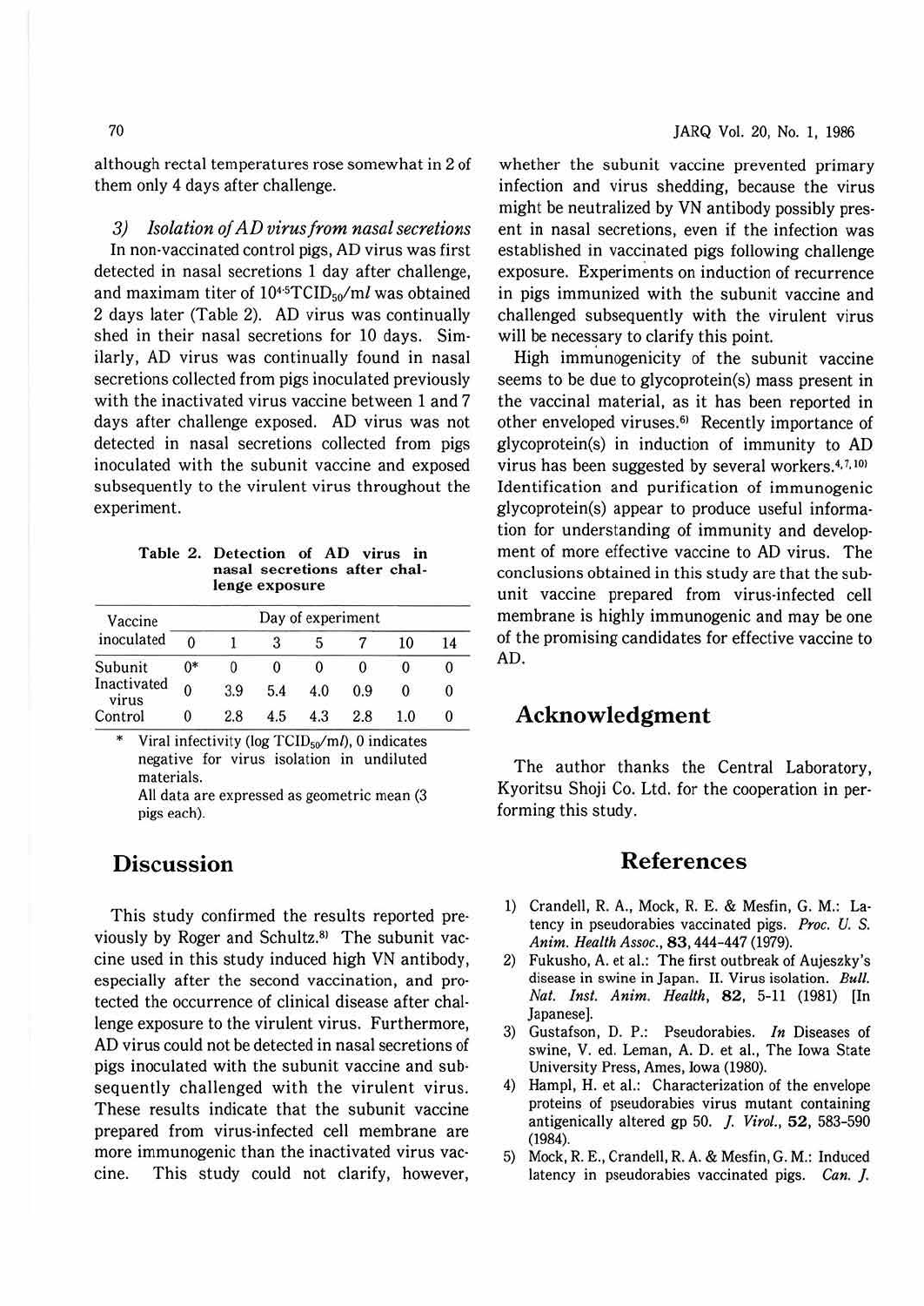although rectal temperatures rose somewhat in 2 of them only 4 days after challenge.

### 3) *Isolation of AD virus from nasal secretions*

In non-vaccinated control pigs, AD virus was first detected in nasal secretions 1 day after challenge, and maximam titer of $10^{4.5}$TCID$_{50}$/m*l* was obtained 2 days later (Table 2). AD virus was continually shed in their nasal secretions for 10 days. Similarly, AD virus was continually found in nasal secretions collected from pigs inoculated previously with the inactivated virus vaccine between 1 and 7 days after challenge exposed. AD virus was not detected in nasal secretions collected from pigs inoculated with the subunit vaccine and exposed subsequently to the virulent virus throughout the experiment.

**Table 2. Detection of AD virus in nasal secretions after challenge exposure**

| Vaccine inoculated | Day of experiment | | | | | | |
|---|---|---|---|---|---|---|---|
| | 0 | 1 | 3 | 5 | 7 | 10 | 14 |
| Subunit | 0* | 0 | 0 | 0 | 0 | 0 | 0 |
| Inactivated virus | 0 | 3.9 | 5.4 | 4.0 | 0.9 | 0 | 0 |
| Control | 0 | 2.8 | 4.5 | 4.3 | 2.8 | 1.0 | 0 |

\* Viral infectivity (log TCID$_{50}$/m*l*), 0 indicates negative for virus isolation in undiluted materials.
All data are expressed as geometric mean (3 pigs each).

## Discussion

This study confirmed the results reported previously by Roger and Schultz.[8] The subunit vaccine used in this study induced high VN antibody, especially after the second vaccination, and protected the occurrence of clinical disease after challenge exposure to the virulent virus. Furthermore, AD virus could not be detected in nasal secretions of pigs inoculated with the subunit vaccine and subsequently challenged with the virulent virus. These results indicate that the subunit vaccine prepared from virus-infected cell membrane are more immunogenic than the inactivated virus vaccine. This study could not clarify, however, whether the subunit vaccine prevented primary infection and virus shedding, because the virus might be neutralized by VN antibody possibly present in nasal secretions, even if the infection was established in vaccinated pigs following challenge exposure. Experiments on induction of recurrence in pigs immunized with the subunit vaccine and challenged subsequently with the virulent virus will be necessary to clarify this point.

High immunogenicity of the subunit vaccine seems to be due to glycoprotein(s) mass present in the vaccinal material, as it has been reported in other enveloped viruses.[6] Recently importance of glycoprotein(s) in induction of immunity to AD virus has been suggested by several workers.[4,7,10] Identification and purification of immunogenic glycoprotein(s) appear to produce useful information for understanding of immunity and development of more effective vaccine to AD virus. The conclusions obtained in this study are that the subunit vaccine prepared from virus-infected cell membrane is highly immunogenic and may be one of the promising candidates for effective vaccine to AD.

## Acknowledgment

The author thanks the Central Laboratory, Kyoritsu Shoji Co. Ltd. for the cooperation in performing this study.

## References

1) Crandell, R. A., Mock, R. E. & Mesfin, G. M.: Latency in pseudorabies vaccinated pigs. *Proc. U. S. Anim. Health Assoc.*, **83**, 444-447 (1979).
2) Fukusho, A. et al.: The first outbreak of Aujeszky's disease in swine in Japan. II. Virus isolation. *Bull. Nat. Inst. Anim. Health*, **82**, 5-11 (1981) [In Japanese].
3) Gustafson, D. P.: Pseudorabies. *In* Diseases of swine, V. ed. Leman, A. D. et al., The Iowa State University Press, Ames, Iowa (1980).
4) Hampl, H. et al.: Characterization of the envelope proteins of pseudorabies virus mutant containing antigenically altered gp 50. *J. Virol.*, **52**, 583-590 (1984).
5) Mock, R. E., Crandell, R. A. & Mesfin, G. M.: Induced latency in pseudorabies vaccinated pigs. *Can. J.*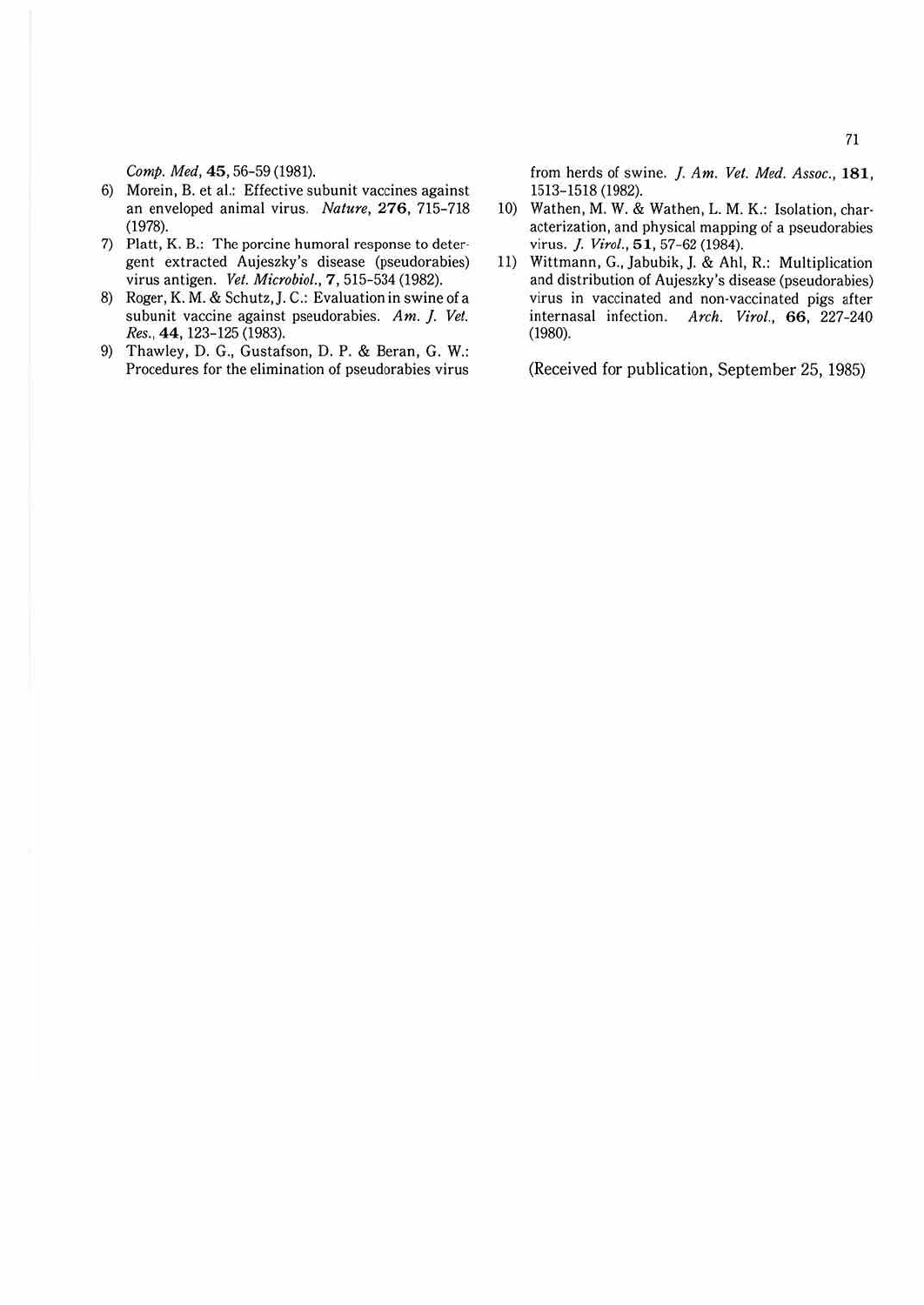*Comp. Med*, **45**, 56–59 (1981).

6) Morein, B. et al.: Effective subunit vaccines against an enveloped animal virus. *Nature*, **276**, 715–718 (1978).
7) Platt, K. B.: The porcine humoral response to detergent extracted Aujeszky's disease (pseudorabies) virus antigen. *Vet. Microbiol.*, **7**, 515–534 (1982).
8) Roger, K. M. & Schutz, J. C.: Evaluation in swine of a subunit vaccine against pseudorabies. *Am. J. Vet. Res.*, **44**, 123–125 (1983).
9) Thawley, D. G., Gustafson, D. P. & Beran, G. W.: Procedures for the elimination of pseudorabies virus from herds of swine. *J. Am. Vet. Med. Assoc.*, **181**, 1513–1518 (1982).
10) Wathen, M. W. & Wathen, L. M. K.: Isolation, characterization, and physical mapping of a pseudorabies virus. *J. Virol.*, **51**, 57–62 (1984).
11) Wittmann, G., Jabubik, J. & Ahl, R.: Multiplication and distribution of Aujeszky's disease (pseudorabies) virus in vaccinated and non-vaccinated pigs after internasal infection. *Arch. Virol.*, **66**, 227–240 (1980).

(Received for publication, September 25, 1985)